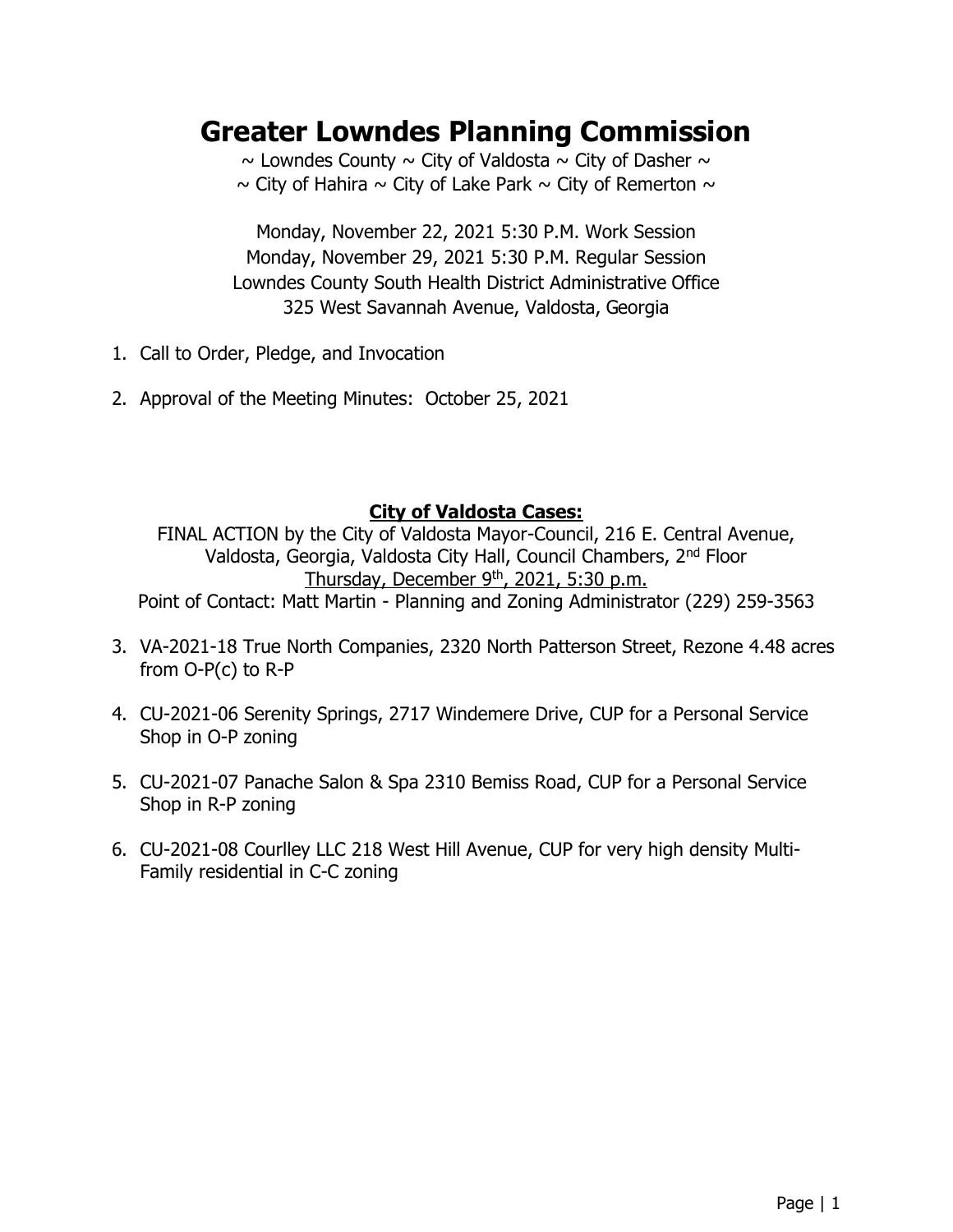# Greater Lowndes Planning Commission

~ Lowndes County ~ City of Valdosta ~ City of Dasher ~
~ City of Hahira ~ City of Lake Park ~ City of Remerton ~

Monday, November 22, 2021 5:30 P.M. Work Session
Monday, November 29, 2021 5:30 P.M. Regular Session
Lowndes County South Health District Administrative Office
325 West Savannah Avenue, Valdosta, Georgia

1. Call to Order, Pledge, and Invocation

2. Approval of the Meeting Minutes: October 25, 2021

## City of Valdosta Cases:

FINAL ACTION by the City of Valdosta Mayor-Council, 216 E. Central Avenue, Valdosta, Georgia, Valdosta City Hall, Council Chambers, 2nd Floor
Thursday, December 9th, 2021, 5:30 p.m.
Point of Contact: Matt Martin - Planning and Zoning Administrator (229) 259-3563

3. VA-2021-18 True North Companies, 2320 North Patterson Street, Rezone 4.48 acres from O-P(c) to R-P

4. CU-2021-06 Serenity Springs, 2717 Windemere Drive, CUP for a Personal Service Shop in O-P zoning

5. CU-2021-07 Panache Salon & Spa 2310 Bemiss Road, CUP for a Personal Service Shop in R-P zoning

6. CU-2021-08 Courlley LLC 218 West Hill Avenue, CUP for very high density Multi-Family residential in C-C zoning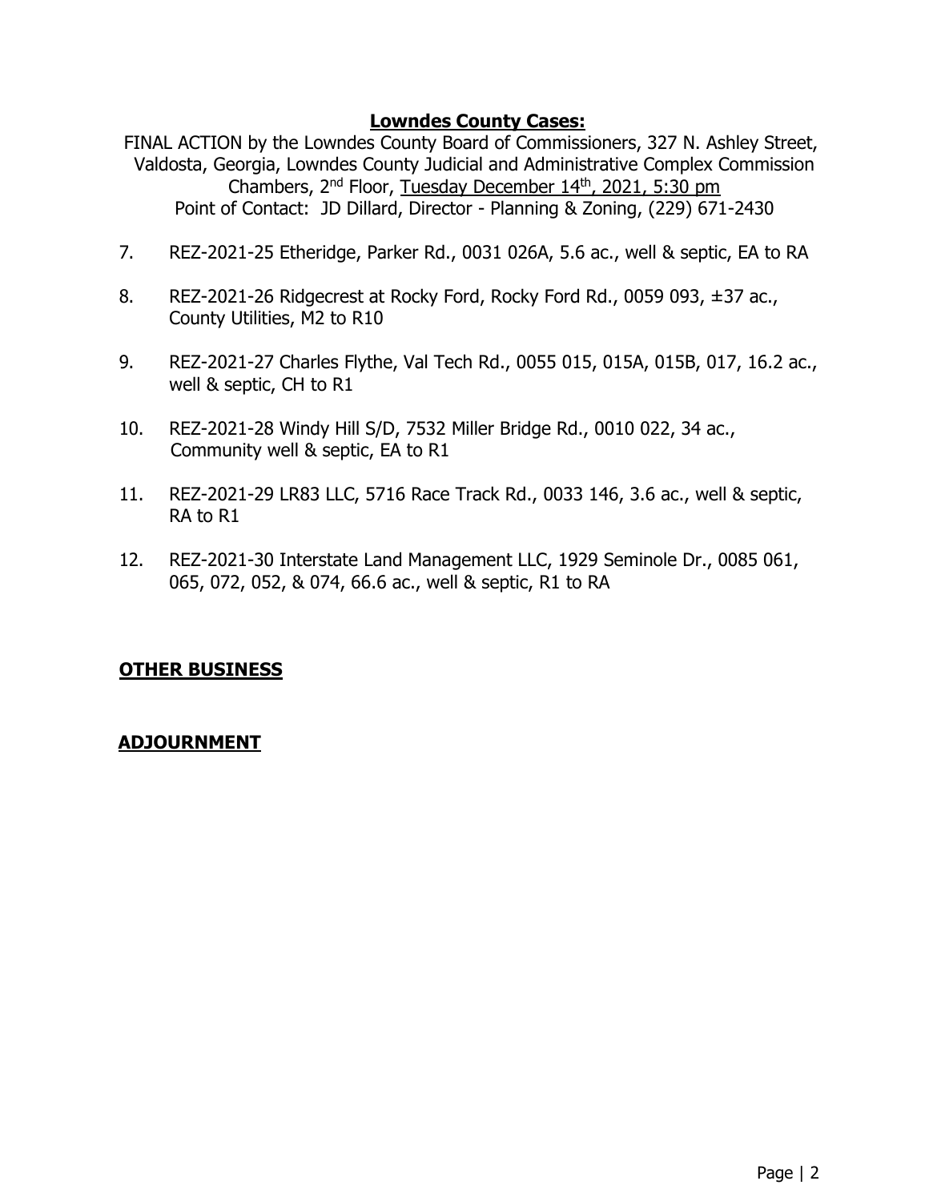## Lowndes County Cases:

FINAL ACTION by the Lowndes County Board of Commissioners, 327 N. Ashley Street, Valdosta, Georgia, Lowndes County Judicial and Administrative Complex Commission Chambers, 2nd Floor, Tuesday December 14th, 2021, 5:30 pm
Point of Contact: JD Dillard, Director - Planning & Zoning, (229) 671-2430

7. REZ-2021-25 Etheridge, Parker Rd., 0031 026A, 5.6 ac., well & septic, EA to RA

8. REZ-2021-26 Ridgecrest at Rocky Ford, Rocky Ford Rd., 0059 093, ±37 ac., County Utilities, M2 to R10

9. REZ-2021-27 Charles Flythe, Val Tech Rd., 0055 015, 015A, 015B, 017, 16.2 ac., well & septic, CH to R1

10. REZ-2021-28 Windy Hill S/D, 7532 Miller Bridge Rd., 0010 022, 34 ac., Community well & septic, EA to R1

11. REZ-2021-29 LR83 LLC, 5716 Race Track Rd., 0033 146, 3.6 ac., well & septic, RA to R1

12. REZ-2021-30 Interstate Land Management LLC, 1929 Seminole Dr., 0085 061, 065, 072, 052, & 074, 66.6 ac., well & septic, R1 to RA

## OTHER BUSINESS

## ADJOURNMENT